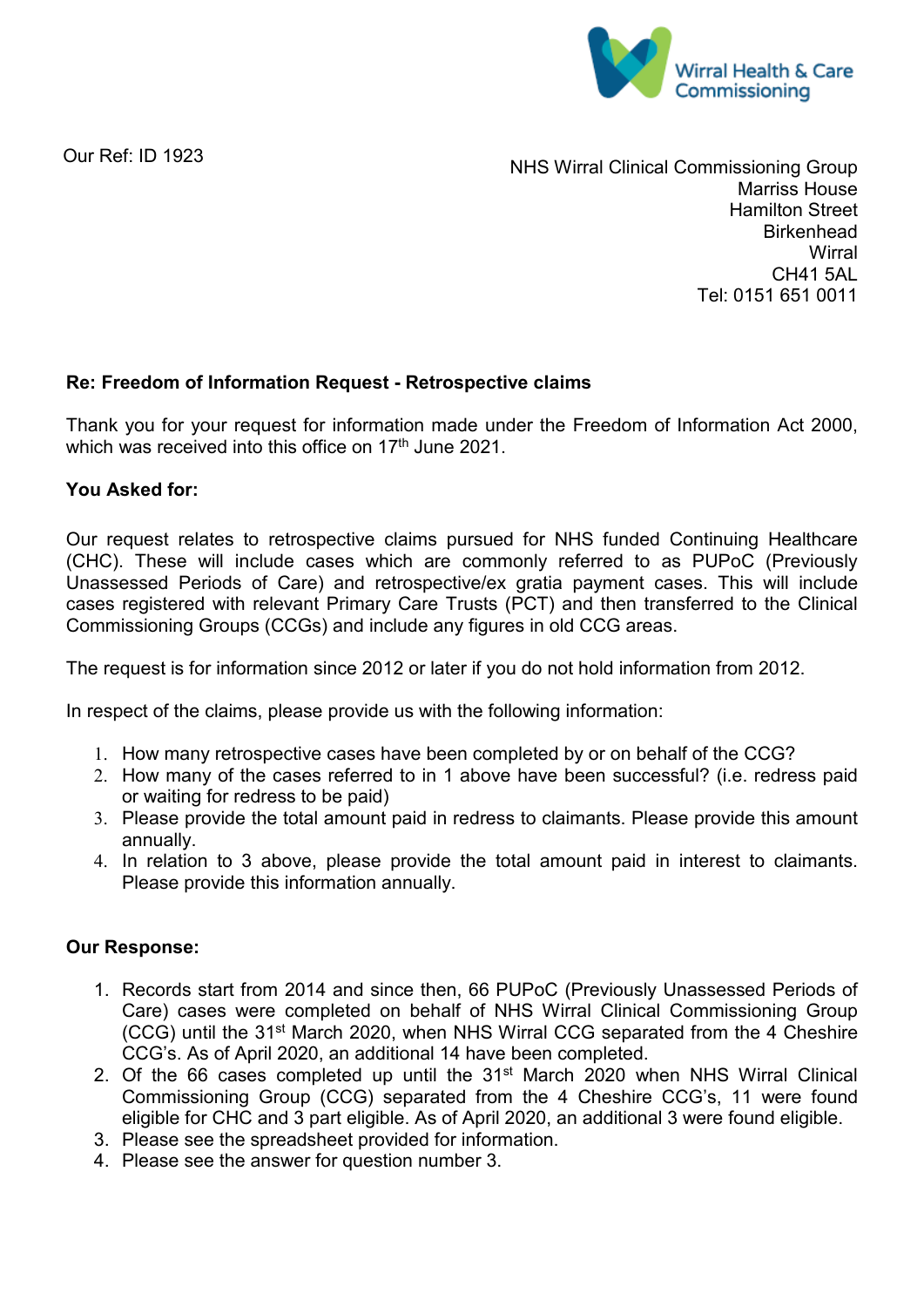Wirral Health & Care Commissioning

Our Ref: ID 1923

NHS Wirral Clinical Commissioning Group
Marriss House
Hamilton Street
Birkenhead
Wirral
CH41 5AL
Tel: 0151 651 0011

**Re: Freedom of Information Request - Retrospective claims**

Thank you for your request for information made under the Freedom of Information Act 2000, which was received into this office on 17th June 2021.

**You Asked for:**

Our request relates to retrospective claims pursued for NHS funded Continuing Healthcare (CHC). These will include cases which are commonly referred to as PUPoC (Previously Unassessed Periods of Care) and retrospective/ex gratia payment cases. This will include cases registered with relevant Primary Care Trusts (PCT) and then transferred to the Clinical Commissioning Groups (CCGs) and include any figures in old CCG areas.

The request is for information since 2012 or later if you do not hold information from 2012.

In respect of the claims, please provide us with the following information:

1. How many retrospective cases have been completed by or on behalf of the CCG?
2. How many of the cases referred to in 1 above have been successful? (i.e. redress paid or waiting for redress to be paid)
3. Please provide the total amount paid in redress to claimants. Please provide this amount annually.
4. In relation to 3 above, please provide the total amount paid in interest to claimants. Please provide this information annually.

**Our Response:**

1. Records start from 2014 and since then, 66 PUPoC (Previously Unassessed Periods of Care) cases were completed on behalf of NHS Wirral Clinical Commissioning Group (CCG) until the 31st March 2020, when NHS Wirral CCG separated from the 4 Cheshire CCG's. As of April 2020, an additional 14 have been completed.
2. Of the 66 cases completed up until the 31st March 2020 when NHS Wirral Clinical Commissioning Group (CCG) separated from the 4 Cheshire CCG's, 11 were found eligible for CHC and 3 part eligible. As of April 2020, an additional 3 were found eligible.
3. Please see the spreadsheet provided for information.
4. Please see the answer for question number 3.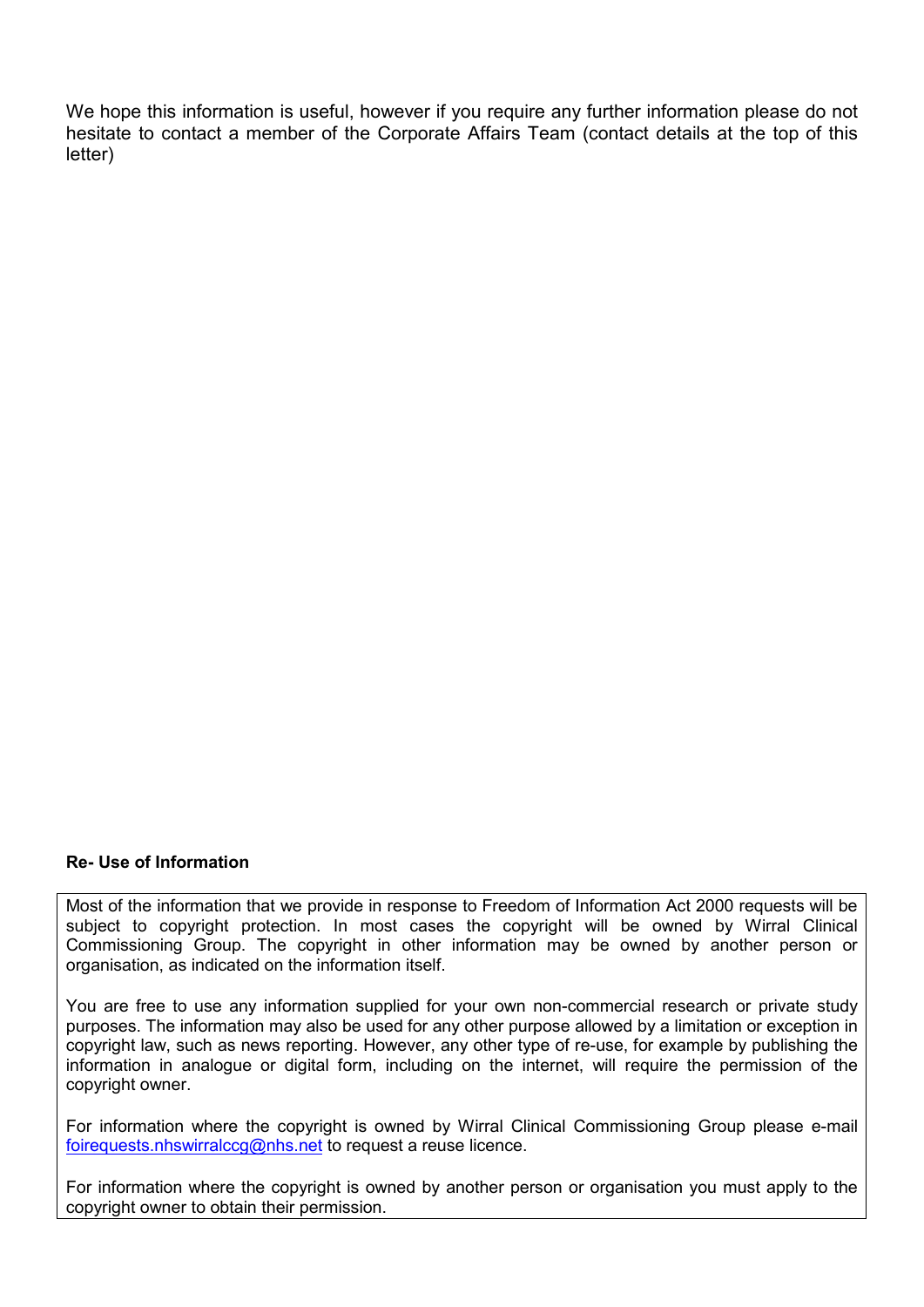We hope this information is useful, however if you require any further information please do not hesitate to contact a member of the Corporate Affairs Team (contact details at the top of this letter)

**Re- Use of Information**

Most of the information that we provide in response to Freedom of Information Act 2000 requests will be subject to copyright protection. In most cases the copyright will be owned by Wirral Clinical Commissioning Group. The copyright in other information may be owned by another person or organisation, as indicated on the information itself.

You are free to use any information supplied for your own non-commercial research or private study purposes. The information may also be used for any other purpose allowed by a limitation or exception in copyright law, such as news reporting. However, any other type of re-use, for example by publishing the information in analogue or digital form, including on the internet, will require the permission of the copyright owner.

For information where the copyright is owned by Wirral Clinical Commissioning Group please e-mail foirequests.nhswirralccg@nhs.net to request a reuse licence.

For information where the copyright is owned by another person or organisation you must apply to the copyright owner to obtain their permission.